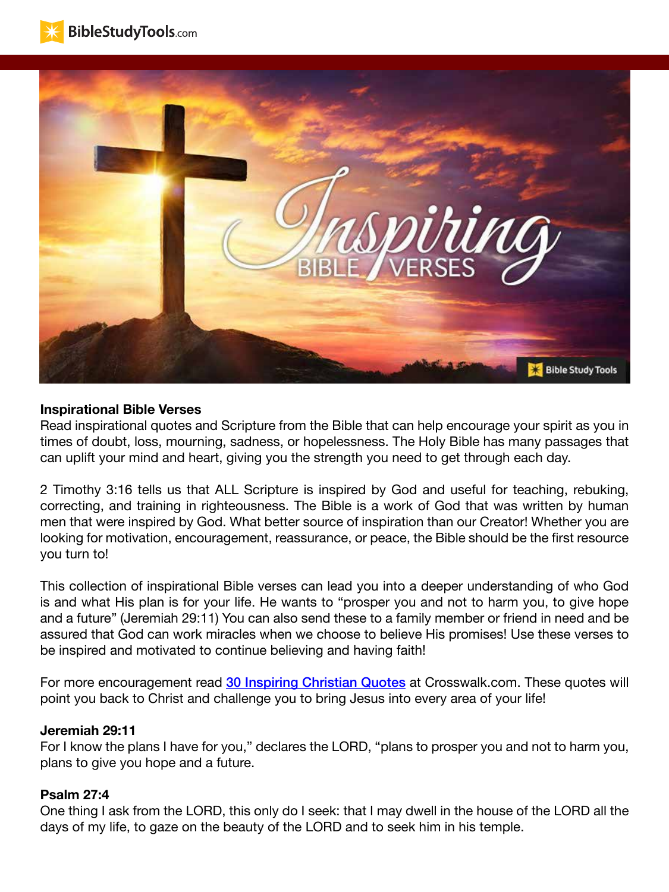**Inspirational Bible Verses**

Read inspirational quotes and Scripture from the Bible that can help encourage your spirit as you in times of doubt, loss, mourning, sadness, or hopelessness. The Holy Bible has many passages that can uplift your mind and heart, giving you the strength you need to get through each day.

2 Timothy 3:16 tells us that ALL Scripture is inspired by God and useful for teaching, rebuking, correcting, and training in righteousness. The Bible is a work of God that was written by human men that were inspired by God. What better source of inspiration than our Creator! Whether you are looking for motivation, encouragement, reassurance, or peace, the Bible should be the first resource you turn to!

This collection of inspirational Bible verses can lead you into a deeper understanding of who God is and what His plan is for your life. He wants to "prosper you and not to harm you, to give hope and a future" (Jeremiah 29:11) You can also send these to a family member or friend in need and be assured that God can work miracles when we choose to believe His promises! Use these verses to be inspired and motivated to continue believing and having faith!

For more encouragement read 30 Inspiring Christian Quotes at Crosswalk.com. These quotes will point you back to Christ and challenge you to bring Jesus into every area of your life!

**Jeremiah 29:11**

For I know the plans I have for you," declares the LORD, "plans to prosper you and not to harm you, plans to give you hope and a future.

**Psalm 27:4**

One thing I ask from the LORD, this only do I seek: that I may dwell in the house of the LORD all the days of my life, to gaze on the beauty of the LORD and to seek him in his temple.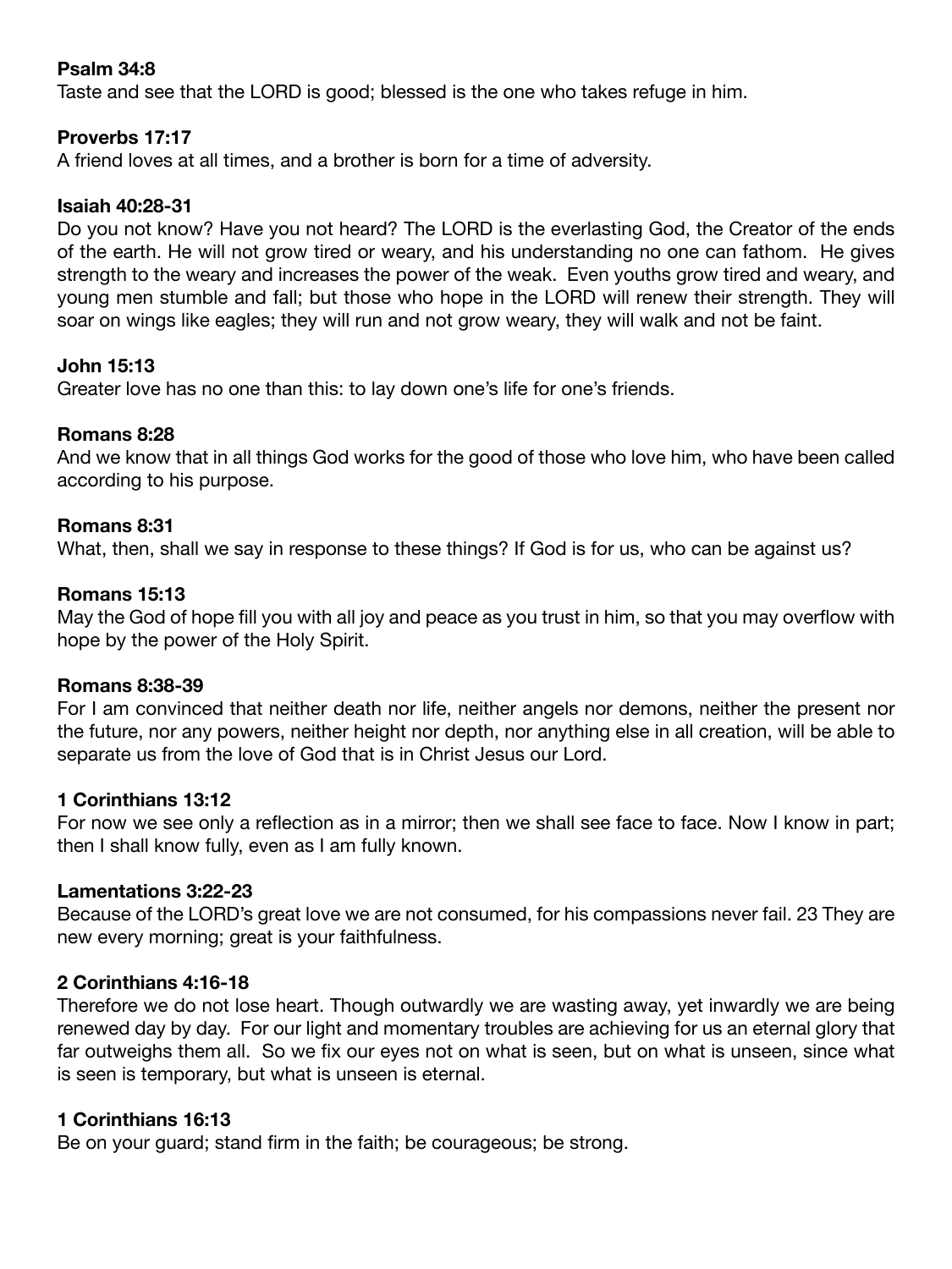**Psalm 34:8**
Taste and see that the LORD is good; blessed is the one who takes refuge in him.

**Proverbs 17:17**
A friend loves at all times, and a brother is born for a time of adversity.

**Isaiah 40:28-31**
Do you not know? Have you not heard? The LORD is the everlasting God, the Creator of the ends of the earth. He will not grow tired or weary, and his understanding no one can fathom. He gives strength to the weary and increases the power of the weak. Even youths grow tired and weary, and young men stumble and fall; but those who hope in the LORD will renew their strength. They will soar on wings like eagles; they will run and not grow weary, they will walk and not be faint.

**John 15:13**
Greater love has no one than this: to lay down one's life for one's friends.

**Romans 8:28**
And we know that in all things God works for the good of those who love him, who have been called according to his purpose.

**Romans 8:31**
What, then, shall we say in response to these things? If God is for us, who can be against us?

**Romans 15:13**
May the God of hope fill you with all joy and peace as you trust in him, so that you may overflow with hope by the power of the Holy Spirit.

**Romans 8:38-39**
For I am convinced that neither death nor life, neither angels nor demons, neither the present nor the future, nor any powers, neither height nor depth, nor anything else in all creation, will be able to separate us from the love of God that is in Christ Jesus our Lord.

**1 Corinthians 13:12**
For now we see only a reflection as in a mirror; then we shall see face to face. Now I know in part; then I shall know fully, even as I am fully known.

**Lamentations 3:22-23**
Because of the LORD's great love we are not consumed, for his compassions never fail. 23 They are new every morning; great is your faithfulness.

**2 Corinthians 4:16-18**
Therefore we do not lose heart. Though outwardly we are wasting away, yet inwardly we are being renewed day by day. For our light and momentary troubles are achieving for us an eternal glory that far outweighs them all. So we fix our eyes not on what is seen, but on what is unseen, since what is seen is temporary, but what is unseen is eternal.

**1 Corinthians 16:13**
Be on your guard; stand firm in the faith; be courageous; be strong.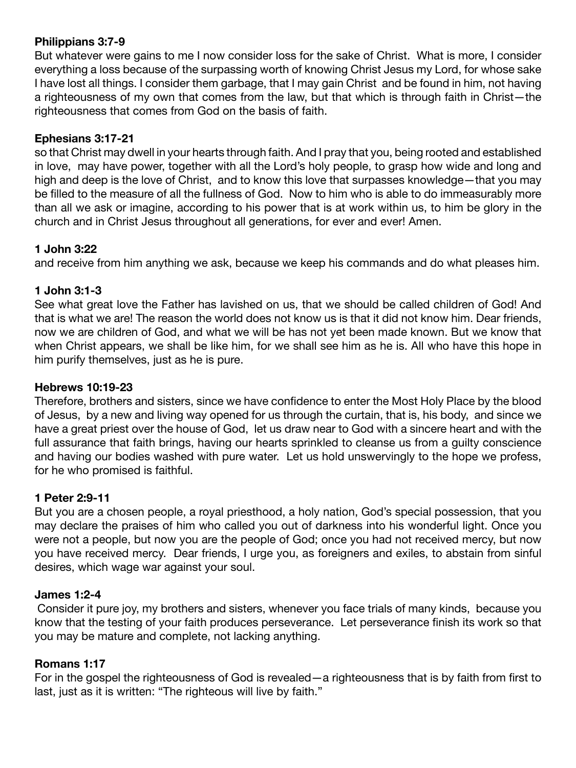**Philippians 3:7-9**

But whatever were gains to me I now consider loss for the sake of Christ. What is more, I consider everything a loss because of the surpassing worth of knowing Christ Jesus my Lord, for whose sake I have lost all things. I consider them garbage, that I may gain Christ and be found in him, not having a righteousness of my own that comes from the law, but that which is through faith in Christ—the righteousness that comes from God on the basis of faith.

**Ephesians 3:17-21**

so that Christ may dwell in your hearts through faith. And I pray that you, being rooted and established in love, may have power, together with all the Lord's holy people, to grasp how wide and long and high and deep is the love of Christ, and to know this love that surpasses knowledge—that you may be filled to the measure of all the fullness of God. Now to him who is able to do immeasurably more than all we ask or imagine, according to his power that is at work within us, to him be glory in the church and in Christ Jesus throughout all generations, for ever and ever! Amen.

**1 John 3:22**

and receive from him anything we ask, because we keep his commands and do what pleases him.

**1 John 3:1-3**

See what great love the Father has lavished on us, that we should be called children of God! And that is what we are! The reason the world does not know us is that it did not know him. Dear friends, now we are children of God, and what we will be has not yet been made known. But we know that when Christ appears, we shall be like him, for we shall see him as he is. All who have this hope in him purify themselves, just as he is pure.

**Hebrews 10:19-23**

Therefore, brothers and sisters, since we have confidence to enter the Most Holy Place by the blood of Jesus, by a new and living way opened for us through the curtain, that is, his body, and since we have a great priest over the house of God, let us draw near to God with a sincere heart and with the full assurance that faith brings, having our hearts sprinkled to cleanse us from a guilty conscience and having our bodies washed with pure water. Let us hold unswervingly to the hope we profess, for he who promised is faithful.

**1 Peter 2:9-11**

But you are a chosen people, a royal priesthood, a holy nation, God's special possession, that you may declare the praises of him who called you out of darkness into his wonderful light. Once you were not a people, but now you are the people of God; once you had not received mercy, but now you have received mercy. Dear friends, I urge you, as foreigners and exiles, to abstain from sinful desires, which wage war against your soul.

**James 1:2-4**

Consider it pure joy, my brothers and sisters, whenever you face trials of many kinds, because you know that the testing of your faith produces perseverance. Let perseverance finish its work so that you may be mature and complete, not lacking anything.

**Romans 1:17**

For in the gospel the righteousness of God is revealed—a righteousness that is by faith from first to last, just as it is written: "The righteous will live by faith."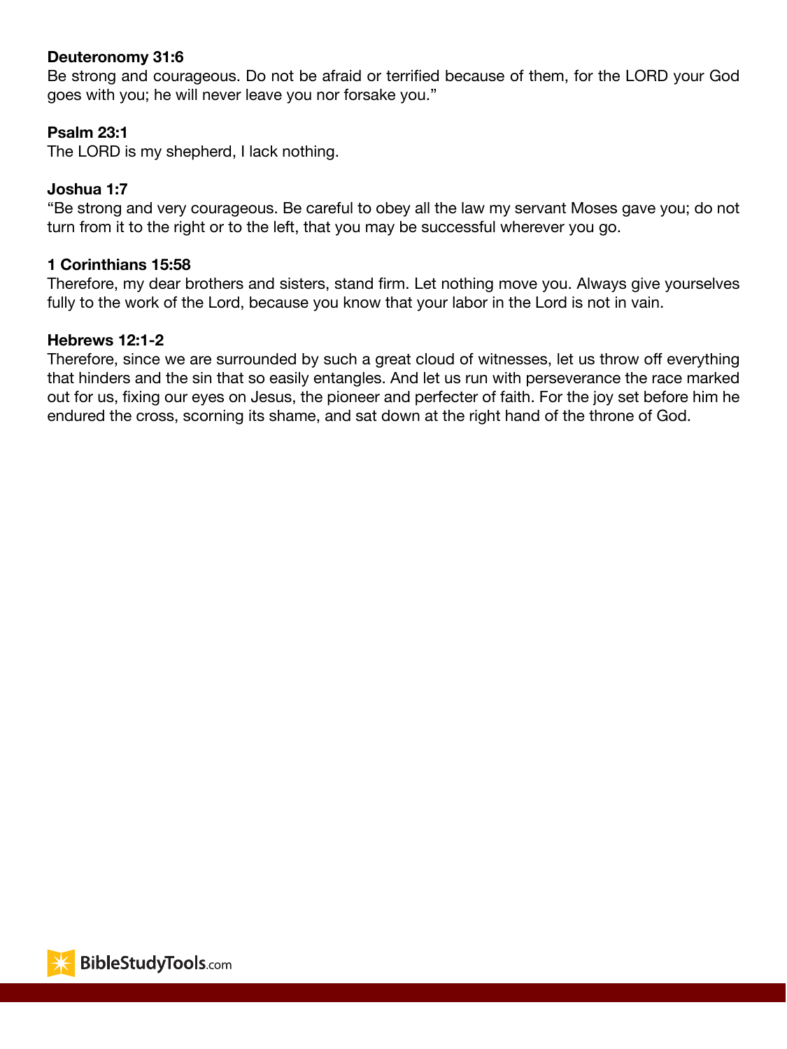**Deuteronomy 31:6**
Be strong and courageous. Do not be afraid or terrified because of them, for the LORD your God goes with you; he will never leave you nor forsake you."

**Psalm 23:1**
The LORD is my shepherd, I lack nothing.

**Joshua 1:7**
"Be strong and very courageous. Be careful to obey all the law my servant Moses gave you; do not turn from it to the right or to the left, that you may be successful wherever you go.

**1 Corinthians 15:58**
Therefore, my dear brothers and sisters, stand firm. Let nothing move you. Always give yourselves fully to the work of the Lord, because you know that your labor in the Lord is not in vain.

**Hebrews 12:1-2**
Therefore, since we are surrounded by such a great cloud of witnesses, let us throw off everything that hinders and the sin that so easily entangles. And let us run with perseverance the race marked out for us, fixing our eyes on Jesus, the pioneer and perfecter of faith. For the joy set before him he endured the cross, scorning its shame, and sat down at the right hand of the throne of God.